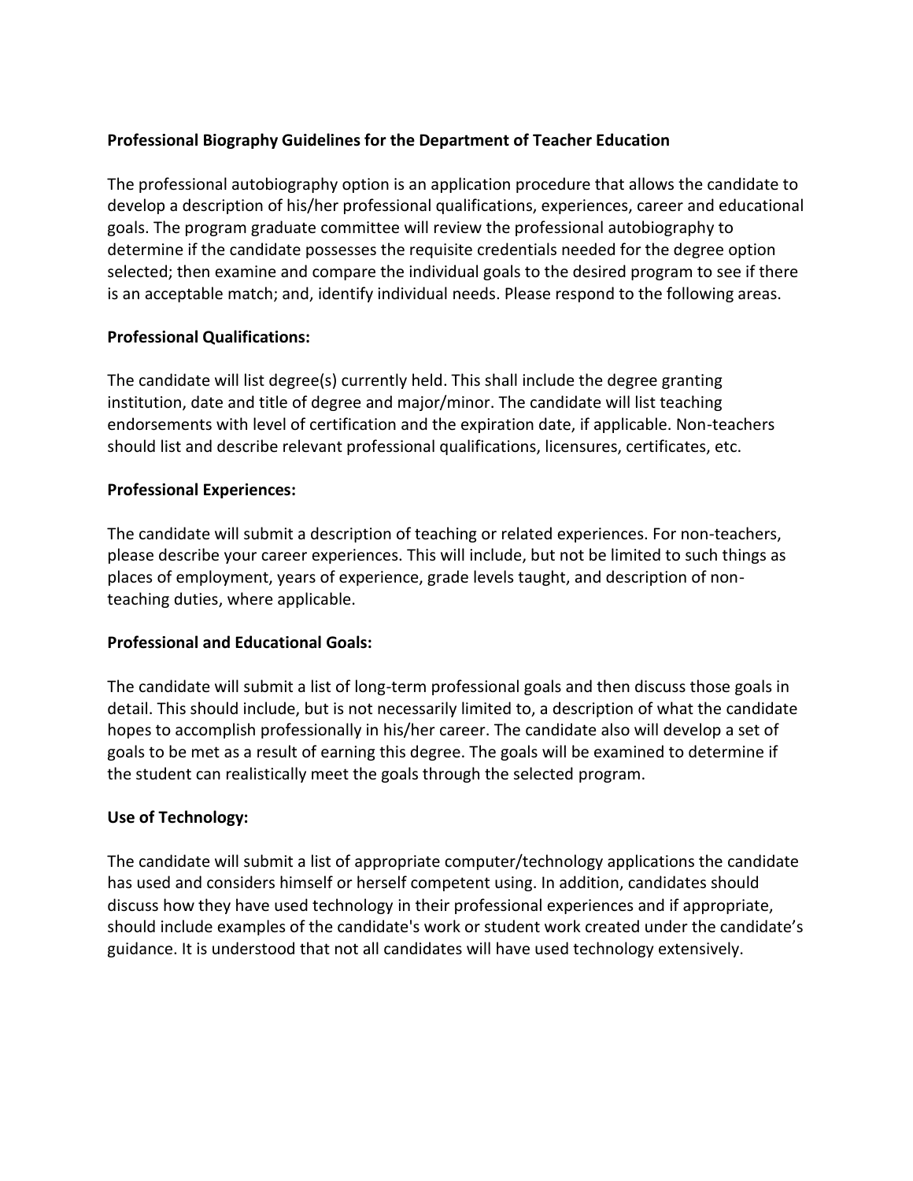# Professional Biography Guidelines for the Department of Teacher Education

The professional autobiography option is an application procedure that allows the candidate to develop a description of his/her professional qualifications, experiences, career and educational goals. The program graduate committee will review the professional autobiography to determine if the candidate possesses the requisite credentials needed for the degree option selected; then examine and compare the individual goals to the desired program to see if there is an acceptable match; and, identify individual needs. Please respond to the following areas.

## Professional Qualifications:

The candidate will list degree(s) currently held. This shall include the degree granting institution, date and title of degree and major/minor. The candidate will list teaching endorsements with level of certification and the expiration date, if applicable. Non-teachers should list and describe relevant professional qualifications, licensures, certificates, etc.

## Professional Experiences:

The candidate will submit a description of teaching or related experiences. For non-teachers, please describe your career experiences. This will include, but not be limited to such things as places of employment, years of experience, grade levels taught, and description of non-teaching duties, where applicable.

## Professional and Educational Goals:

The candidate will submit a list of long-term professional goals and then discuss those goals in detail. This should include, but is not necessarily limited to, a description of what the candidate hopes to accomplish professionally in his/her career. The candidate also will develop a set of goals to be met as a result of earning this degree. The goals will be examined to determine if the student can realistically meet the goals through the selected program.

## Use of Technology:

The candidate will submit a list of appropriate computer/technology applications the candidate has used and considers himself or herself competent using. In addition, candidates should discuss how they have used technology in their professional experiences and if appropriate, should include examples of the candidate's work or student work created under the candidate's guidance. It is understood that not all candidates will have used technology extensively.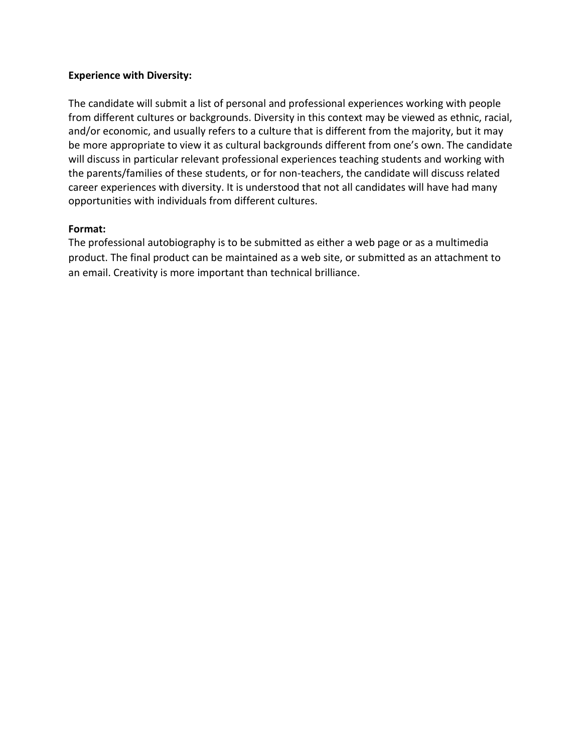**Experience with Diversity:**

The candidate will submit a list of personal and professional experiences working with people from different cultures or backgrounds. Diversity in this context may be viewed as ethnic, racial, and/or economic, and usually refers to a culture that is different from the majority, but it may be more appropriate to view it as cultural backgrounds different from one's own. The candidate will discuss in particular relevant professional experiences teaching students and working with the parents/families of these students, or for non-teachers, the candidate will discuss related career experiences with diversity. It is understood that not all candidates will have had many opportunities with individuals from different cultures.

**Format:**

The professional autobiography is to be submitted as either a web page or as a multimedia product. The final product can be maintained as a web site, or submitted as an attachment to an email. Creativity is more important than technical brilliance.